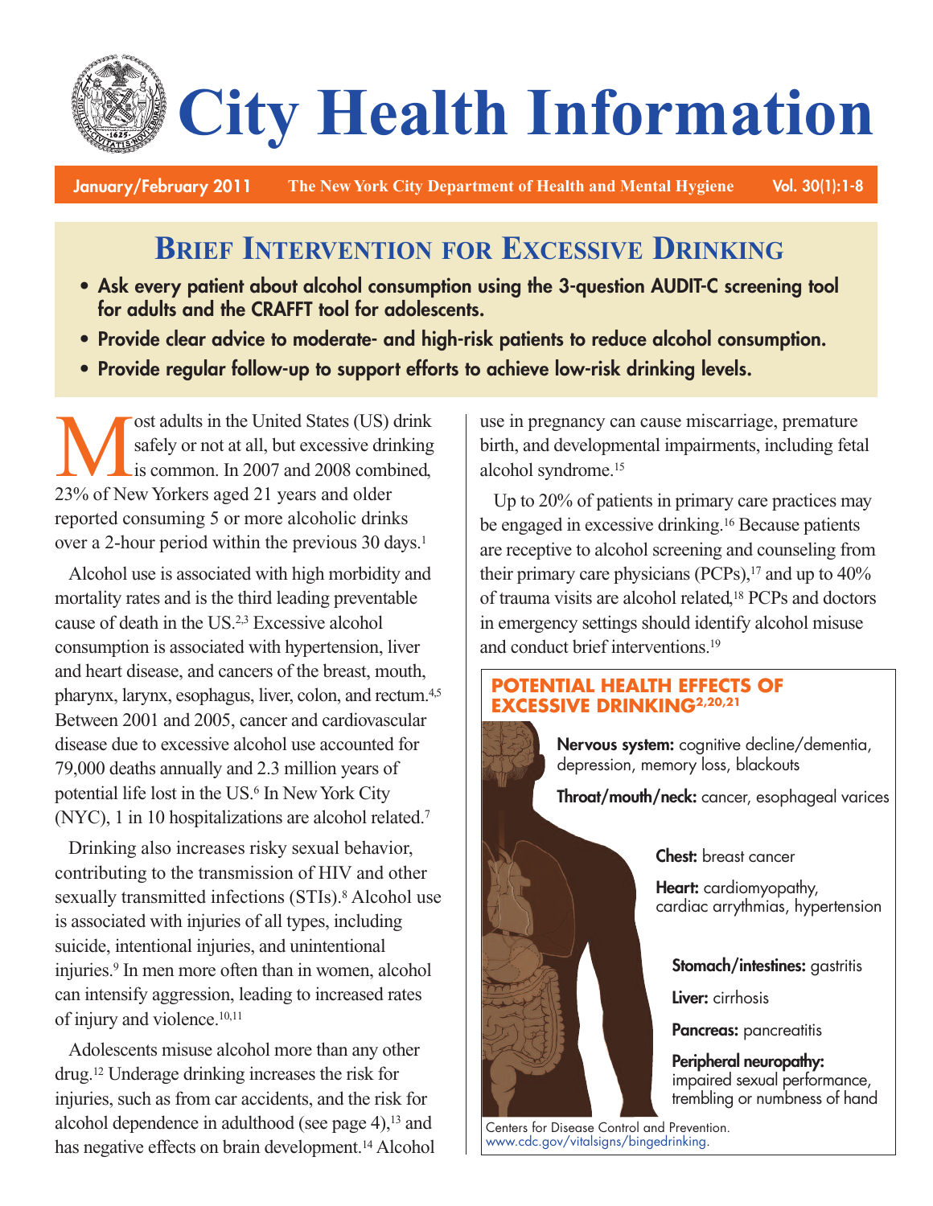# City Health Information

January/February 2011 The New York City Department of Health and Mental Hygiene Vol. 30(1):1-8

## Brief Intervention for Excessive Drinking

- **Ask every patient about alcohol consumption using the 3-question AUDIT-C screening tool for adults and the CRAFFT tool for adolescents.**
- **Provide clear advice to moderate- and high-risk patients to reduce alcohol consumption.**
- **Provide regular follow-up to support efforts to achieve low-risk drinking levels.**

Most adults in the United States (US) drink safely or not at all, but excessive drinking is common. In 2007 and 2008 combined, 23% of New Yorkers aged 21 years and older reported consuming 5 or more alcoholic drinks over a 2-hour period within the previous 30 days.[1]

Alcohol use is associated with high morbidity and mortality rates and is the third leading preventable cause of death in the US.[2,3] Excessive alcohol consumption is associated with hypertension, liver and heart disease, and cancers of the breast, mouth, pharynx, larynx, esophagus, liver, colon, and rectum.[4,5] Between 2001 and 2005, cancer and cardiovascular disease due to excessive alcohol use accounted for 79,000 deaths annually and 2.3 million years of potential life lost in the US.[6] In New York City (NYC), 1 in 10 hospitalizations are alcohol related.[7]

Drinking also increases risky sexual behavior, contributing to the transmission of HIV and other sexually transmitted infections (STIs).[8] Alcohol use is associated with injuries of all types, including suicide, intentional injuries, and unintentional injuries.[9] In men more often than in women, alcohol can intensify aggression, leading to increased rates of injury and violence.[10,11]

Adolescents misuse alcohol more than any other drug.[12] Underage drinking increases the risk for injuries, such as from car accidents, and the risk for alcohol dependence in adulthood (see page 4),[13] and has negative effects on brain development.[14] Alcohol use in pregnancy can cause miscarriage, premature birth, and developmental impairments, including fetal alcohol syndrome.[15]

Up to 20% of patients in primary care practices may be engaged in excessive drinking.[16] Because patients are receptive to alcohol screening and counseling from their primary care physicians (PCPs),[17] and up to 40% of trauma visits are alcohol related,[18] PCPs and doctors in emergency settings should identify alcohol misuse and conduct brief interventions.[19]

### POTENTIAL HEALTH EFFECTS OF EXCESSIVE DRINKING[2,20,21]

**Nervous system:** cognitive decline/dementia, depression, memory loss, blackouts

**Throat/mouth/neck:** cancer, esophageal varices

**Chest:** breast cancer

**Heart:** cardiomyopathy, cardiac arrythmias, hypertension

**Stomach/intestines:** gastritis

**Liver:** cirrhosis

**Pancreas:** pancreatitis

**Peripheral neuropathy:** impaired sexual performance, trembling or numbness of hand

Centers for Disease Control and Prevention. www.cdc.gov/vitalsigns/bingedrinking.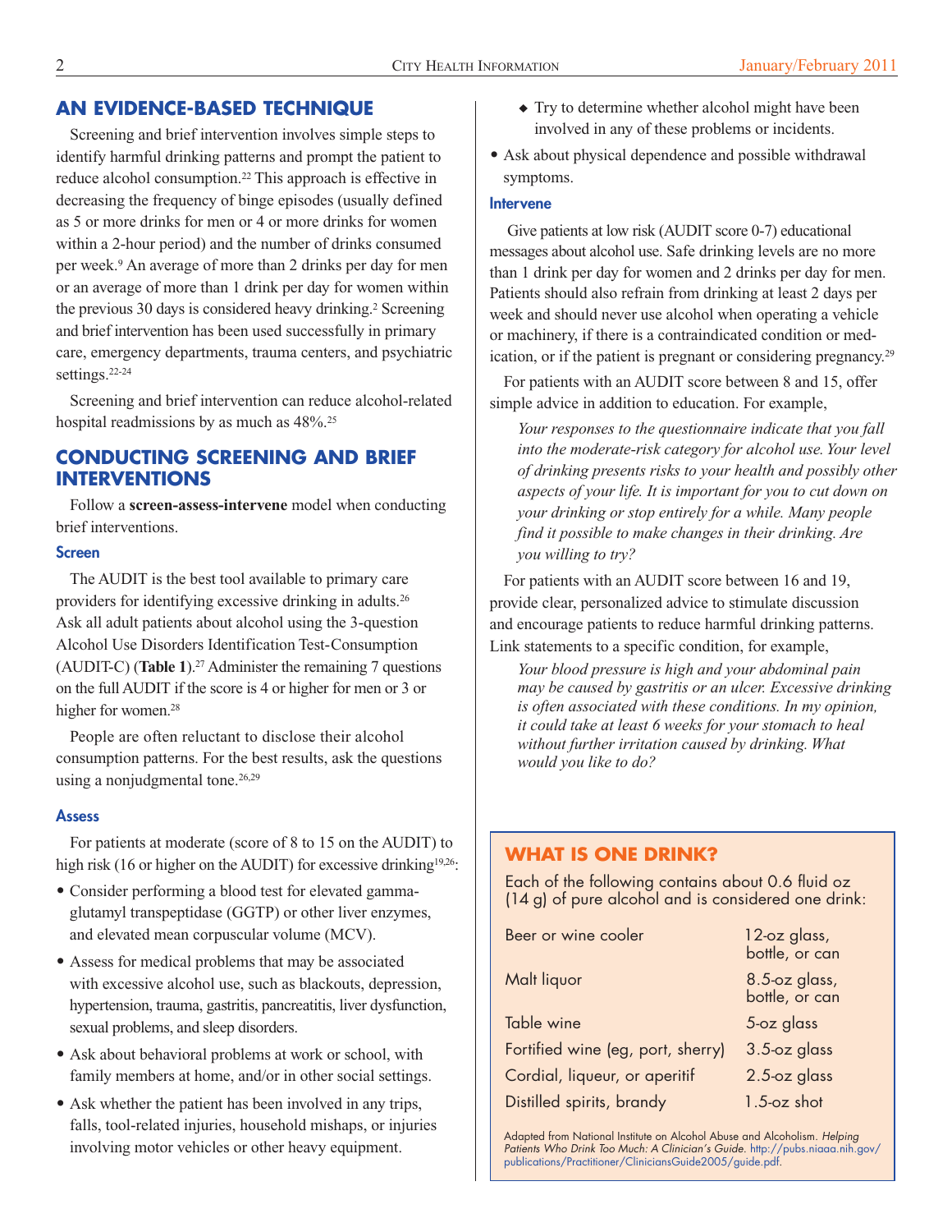## AN EVIDENCE-BASED TECHNIQUE

Screening and brief intervention involves simple steps to identify harmful drinking patterns and prompt the patient to reduce alcohol consumption.[22] This approach is effective in decreasing the frequency of binge episodes (usually defined as 5 or more drinks for men or 4 or more drinks for women within a 2-hour period) and the number of drinks consumed per week.[9] An average of more than 2 drinks per day for men or an average of more than 1 drink per day for women within the previous 30 days is considered heavy drinking.[2] Screening and brief intervention has been used successfully in primary care, emergency departments, trauma centers, and psychiatric settings.[22-24]

Screening and brief intervention can reduce alcohol-related hospital readmissions by as much as 48%.[25]

## CONDUCTING SCREENING AND BRIEF INTERVENTIONS

Follow a **screen-assess-intervene** model when conducting brief interventions.

### Screen

The AUDIT is the best tool available to primary care providers for identifying excessive drinking in adults.[26] Ask all adult patients about alcohol using the 3-question Alcohol Use Disorders Identification Test-Consumption (AUDIT-C) (**Table 1**).[27] Administer the remaining 7 questions on the full AUDIT if the score is 4 or higher for men or 3 or higher for women.[28]

People are often reluctant to disclose their alcohol consumption patterns. For the best results, ask the questions using a nonjudgmental tone.[26,29]

### Assess

For patients at moderate (score of 8 to 15 on the AUDIT) to high risk (16 or higher on the AUDIT) for excessive drinking[19,26]:

- Consider performing a blood test for elevated gamma-glutamyl transpeptidase (GGTP) or other liver enzymes, and elevated mean corpuscular volume (MCV).
- Assess for medical problems that may be associated with excessive alcohol use, such as blackouts, depression, hypertension, trauma, gastritis, pancreatitis, liver dysfunction, sexual problems, and sleep disorders.
- Ask about behavioral problems at work or school, with family members at home, and/or in other social settings.
- Ask whether the patient has been involved in any trips, falls, tool-related injuries, household mishaps, or injuries involving motor vehicles or other heavy equipment.
    - Try to determine whether alcohol might have been involved in any of these problems or incidents.
- Ask about physical dependence and possible withdrawal symptoms.

### Intervene

Give patients at low risk (AUDIT score 0-7) educational messages about alcohol use. Safe drinking levels are no more than 1 drink per day for women and 2 drinks per day for men. Patients should also refrain from drinking at least 2 days per week and should never use alcohol when operating a vehicle or machinery, if there is a contraindicated condition or medication, or if the patient is pregnant or considering pregnancy.[29]

For patients with an AUDIT score between 8 and 15, offer simple advice in addition to education. For example,

> *Your responses to the questionnaire indicate that you fall into the moderate-risk category for alcohol use. Your level of drinking presents risks to your health and possibly other aspects of your life. It is important for you to cut down on your drinking or stop entirely for a while. Many people find it possible to make changes in their drinking. Are you willing to try?*

For patients with an AUDIT score between 16 and 19, provide clear, personalized advice to stimulate discussion and encourage patients to reduce harmful drinking patterns. Link statements to a specific condition, for example,

> *Your blood pressure is high and your abdominal pain may be caused by gastritis or an ulcer. Excessive drinking is often associated with these conditions. In my opinion, it could take at least 6 weeks for your stomach to heal without further irritation caused by drinking. What would you like to do?*

### WHAT IS ONE DRINK?

Each of the following contains about 0.6 fluid oz (14 g) of pure alcohol and is considered one drink:

| Beverage | Amount |
|---|---|
| Beer or wine cooler | 12-oz glass, bottle, or can |
| Malt liquor | 8.5-oz glass, bottle, or can |
| Table wine | 5-oz glass |
| Fortified wine (eg, port, sherry) | 3.5-oz glass |
| Cordial, liqueur, or aperitif | 2.5-oz glass |
| Distilled spirits, brandy | 1.5-oz shot |

Adapted from National Institute on Alcohol Abuse and Alcoholism. *Helping Patients Who Drink Too Much: A Clinician's Guide.* http://pubs.niaaa.nih.gov/publications/Practitioner/CliniciansGuide2005/guide.pdf.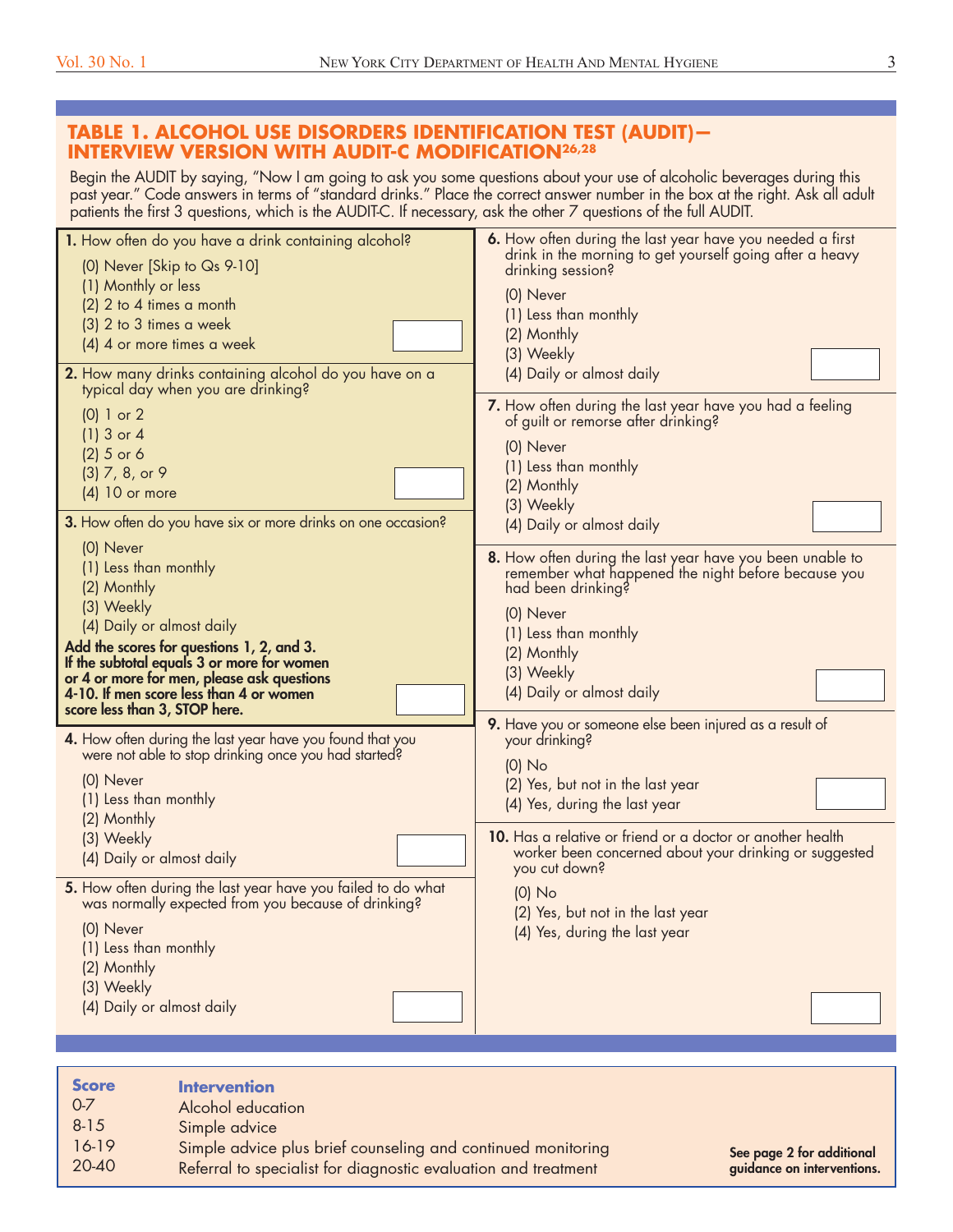## TABLE 1. ALCOHOL USE DISORDERS IDENTIFICATION TEST (AUDIT)—INTERVIEW VERSION WITH AUDIT-C MODIFICATION[26,28]

Begin the AUDIT by saying, "Now I am going to ask you some questions about your use of alcoholic beverages during this past year." Code answers in terms of "standard drinks." Place the correct answer number in the box at the right. Ask all adult patients the first 3 questions, which is the AUDIT-C. If necessary, ask the other 7 questions of the full AUDIT.

**1.** How often do you have a drink containing alcohol?

- (0) Never [Skip to Qs 9-10]
- (1) Monthly or less
- (2) 2 to 4 times a month
- (3) 2 to 3 times a week
- (4) 4 or more times a week

**2.** How many drinks containing alcohol do you have on a typical day when you are drinking?

- (0) 1 or 2
- (1) 3 or 4
- (2) 5 or 6
- (3) 7, 8, or 9
- (4) 10 or more

**3.** How often do you have six or more drinks on one occasion?

- (0) Never
- (1) Less than monthly
- (2) Monthly
- (3) Weekly
- (4) Daily or almost daily

**Add the scores for questions 1, 2, and 3. If the subtotal equals 3 or more for women or 4 or more for men, please ask questions 4-10. If men score less than 4 or women score less than 3, STOP here.**

**4.** How often during the last year have you found that you were not able to stop drinking once you had started?

- (0) Never
- (1) Less than monthly
- (2) Monthly
- (3) Weekly
- (4) Daily or almost daily

**5.** How often during the last year have you failed to do what was normally expected from you because of drinking?

- (0) Never
- (1) Less than monthly
- (2) Monthly
- (3) Weekly
- (4) Daily or almost daily

**6.** How often during the last year have you needed a first drink in the morning to get yourself going after a heavy drinking session?

- (0) Never
- (1) Less than monthly
- (2) Monthly
- (3) Weekly
- (4) Daily or almost daily

**7.** How often during the last year have you had a feeling of guilt or remorse after drinking?

- (0) Never
- (1) Less than monthly
- (2) Monthly
- (3) Weekly
- (4) Daily or almost daily

**8.** How often during the last year have you been unable to remember what happened the night before because you had been drinking?

- (0) Never
- (1) Less than monthly
- (2) Monthly
- (3) Weekly
- (4) Daily or almost daily

**9.** Have you or someone else been injured as a result of your drinking?

- (0) No
- (2) Yes, but not in the last year
- (4) Yes, during the last year

**10.** Has a relative or friend or a doctor or another health worker been concerned about your drinking or suggested you cut down?

- (0) No
- (2) Yes, but not in the last year
- (4) Yes, during the last year

| Score | Intervention |
|---|---|
| 0-7 | Alcohol education |
| 8-15 | Simple advice |
| 16-19 | Simple advice plus brief counseling and continued monitoring |
| 20-40 | Referral to specialist for diagnostic evaluation and treatment |

**See page 2 for additional guidance on interventions.**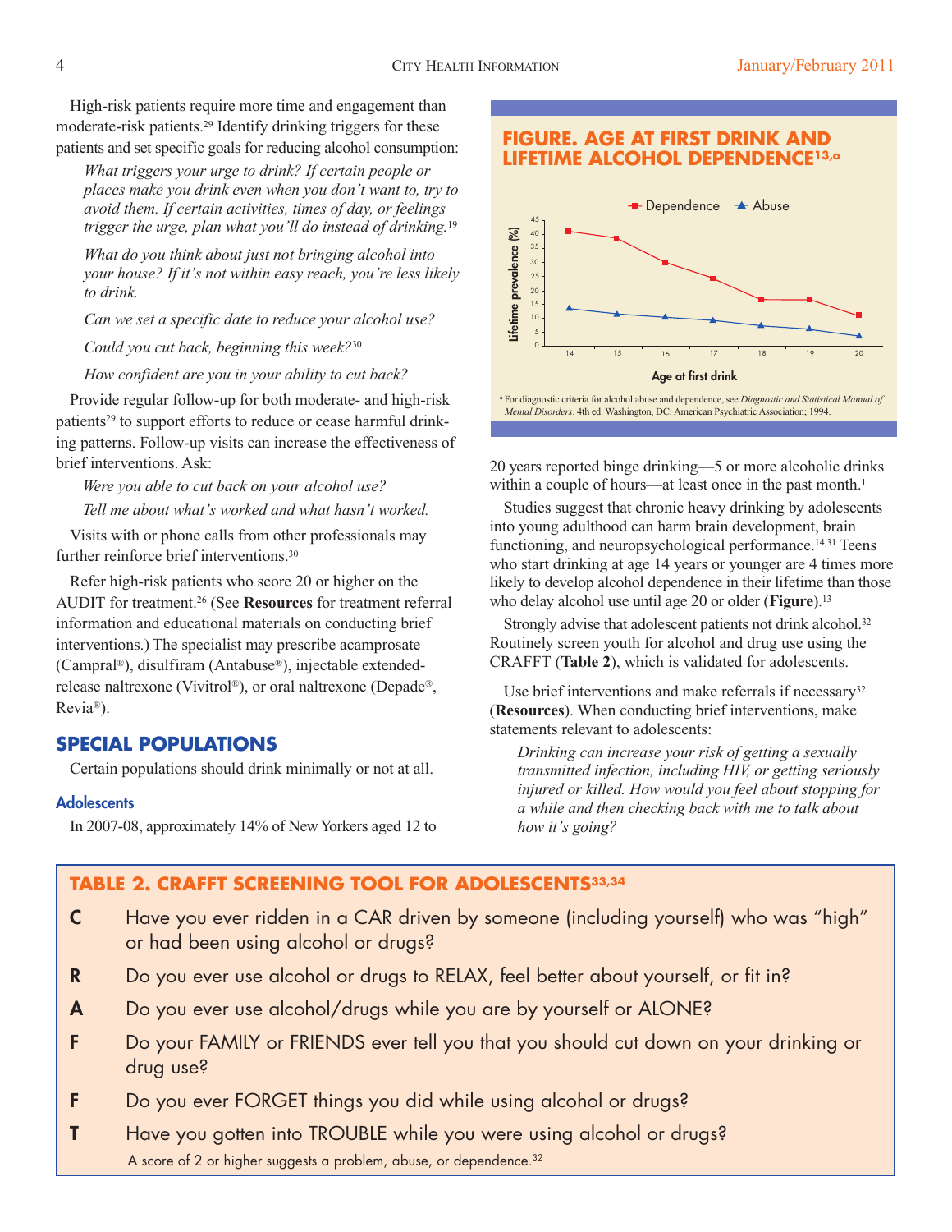High-risk patients require more time and engagement than moderate-risk patients.[29] Identify drinking triggers for these patients and set specific goals for reducing alcohol consumption:

*What triggers your urge to drink? If certain people or places make you drink even when you don't want to, try to avoid them. If certain activities, times of day, or feelings trigger the urge, plan what you'll do instead of drinking.*[19]

*What do you think about just not bringing alcohol into your house? If it's not within easy reach, you're less likely to drink.*

*Can we set a specific date to reduce your alcohol use?*

*Could you cut back, beginning this week?*[30]

*How confident are you in your ability to cut back?*

Provide regular follow-up for both moderate- and high-risk patients[29] to support efforts to reduce or cease harmful drinking patterns. Follow-up visits can increase the effectiveness of brief interventions. Ask:

*Were you able to cut back on your alcohol use?*

*Tell me about what's worked and what hasn't worked.*

Visits with or phone calls from other professionals may further reinforce brief interventions.[30]

Refer high-risk patients who score 20 or higher on the AUDIT for treatment.[26] (See **Resources** for treatment referral information and educational materials on conducting brief interventions.) The specialist may prescribe acamprosate (Campral®), disulfiram (Antabuse®), injectable extended-release naltrexone (Vivitrol®), or oral naltrexone (Depade®, Revia®).

## SPECIAL POPULATIONS

Certain populations should drink minimally or not at all.

### Adolescents

In 2007-08, approximately 14% of New Yorkers aged 12 to 20 years reported binge drinking—5 or more alcoholic drinks within a couple of hours—at least once in the past month.[1]

**FIGURE. AGE AT FIRST DRINK AND LIFETIME ALCOHOL DEPENDENCE[13,a]**

| Age at first drink | 14 | 15 | 16 | 17 | 18 | 19 | 20 |
|---|---|---|---|---|---|---|---|
| Dependence (lifetime prevalence %) | ~41 | ~38 | ~30 | ~24 | ~16 | ~16 | ~11 |
| Abuse (lifetime prevalence %) | ~13 | ~11 | ~10 | ~9 | ~7 | ~6 | ~3 |

[a] For diagnostic criteria for alcohol abuse and dependence, see *Diagnostic and Statistical Manual of Mental Disorders*. 4th ed. Washington, DC: American Psychiatric Association; 1994.

Studies suggest that chronic heavy drinking by adolescents into young adulthood can harm brain development, brain functioning, and neuropsychological performance.[14,31] Teens who start drinking at age 14 years or younger are 4 times more likely to develop alcohol dependence in their lifetime than those who delay alcohol use until age 20 or older (**Figure**).[13]

Strongly advise that adolescent patients not drink alcohol.[32] Routinely screen youth for alcohol and drug use using the CRAFFT (**Table 2**), which is validated for adolescents.

Use brief interventions and make referrals if necessary[32] (**Resources**). When conducting brief interventions, make statements relevant to adolescents:

*Drinking can increase your risk of getting a sexually transmitted infection, including HIV, or getting seriously injured or killed. How would you feel about stopping for a while and then checking back with me to talk about how it's going?*

**TABLE 2. CRAFFT SCREENING TOOL FOR ADOLESCENTS[33,34]**

| | |
|---|---|
| **C** | Have you ever ridden in a CAR driven by someone (including yourself) who was "high" or had been using alcohol or drugs? |
| **R** | Do you ever use alcohol or drugs to RELAX, feel better about yourself, or fit in? |
| **A** | Do you ever use alcohol/drugs while you are by yourself or ALONE? |
| **F** | Do your FAMILY or FRIENDS ever tell you that you should cut down on your drinking or drug use? |
| **F** | Do you ever FORGET things you did while using alcohol or drugs? |
| **T** | Have you gotten into TROUBLE while you were using alcohol or drugs? |

A score of 2 or higher suggests a problem, abuse, or dependence.[32]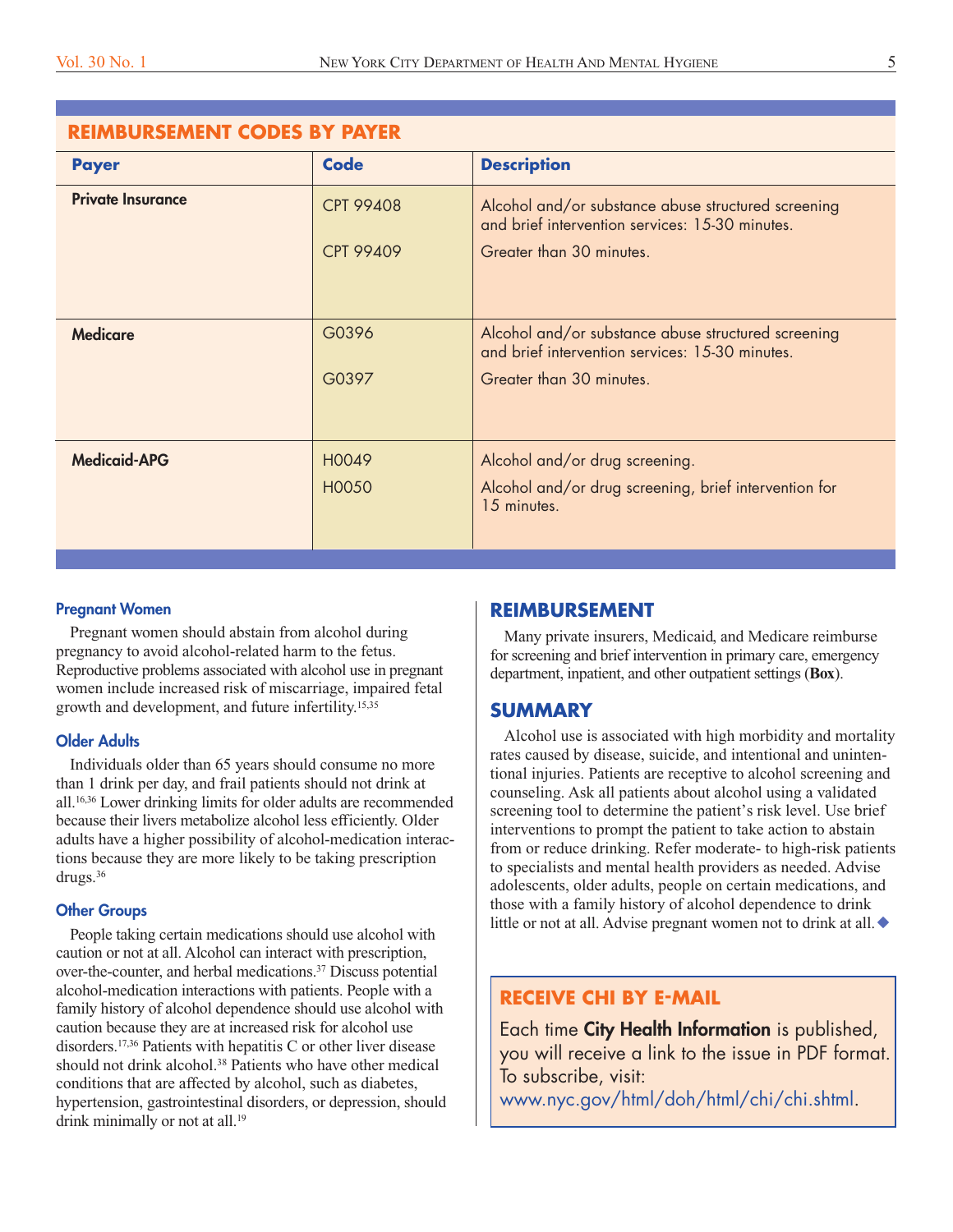## REIMBURSEMENT CODES BY PAYER

| Payer | Code | Description |
|---|---|---|
| **Private Insurance** | CPT 99408 | Alcohol and/or substance abuse structured screening and brief intervention services: 15-30 minutes. |
| | CPT 99409 | Greater than 30 minutes. |
| **Medicare** | G0396 | Alcohol and/or substance abuse structured screening and brief intervention services: 15-30 minutes. |
| | G0397 | Greater than 30 minutes. |
| **Medicaid-APG** | H0049 | Alcohol and/or drug screening. |
| | H0050 | Alcohol and/or drug screening, brief intervention for 15 minutes. |

### Pregnant Women

Pregnant women should abstain from alcohol during pregnancy to avoid alcohol-related harm to the fetus. Reproductive problems associated with alcohol use in pregnant women include increased risk of miscarriage, impaired fetal growth and development, and future infertility.[15,35]

### Older Adults

Individuals older than 65 years should consume no more than 1 drink per day, and frail patients should not drink at all.[16,36] Lower drinking limits for older adults are recommended because their livers metabolize alcohol less efficiently. Older adults have a higher possibility of alcohol-medication interactions because they are more likely to be taking prescription drugs.[36]

### Other Groups

People taking certain medications should use alcohol with caution or not at all. Alcohol can interact with prescription, over-the-counter, and herbal medications.[37] Discuss potential alcohol-medication interactions with patients. People with a family history of alcohol dependence should use alcohol with caution because they are at increased risk for alcohol use disorders.[17,36] Patients with hepatitis C or other liver disease should not drink alcohol.[38] Patients who have other medical conditions that are affected by alcohol, such as diabetes, hypertension, gastrointestinal disorders, or depression, should drink minimally or not at all.[19]

## REIMBURSEMENT

Many private insurers, Medicaid, and Medicare reimburse for screening and brief intervention in primary care, emergency department, inpatient, and other outpatient settings (**Box**).

## SUMMARY

Alcohol use is associated with high morbidity and mortality rates caused by disease, suicide, and intentional and unintentional injuries. Patients are receptive to alcohol screening and counseling. Ask all patients about alcohol using a validated screening tool to determine the patient's risk level. Use brief interventions to prompt the patient to take action to abstain from or reduce drinking. Refer moderate- to high-risk patients to specialists and mental health providers as needed. Advise adolescents, older adults, people on certain medications, and those with a family history of alcohol dependence to drink little or not at all. Advise pregnant women not to drink at all. ◆

## RECEIVE CHI BY E-MAIL

Each time **City Health Information** is published, you will receive a link to the issue in PDF format. To subscribe, visit: www.nyc.gov/html/doh/html/chi/chi.shtml.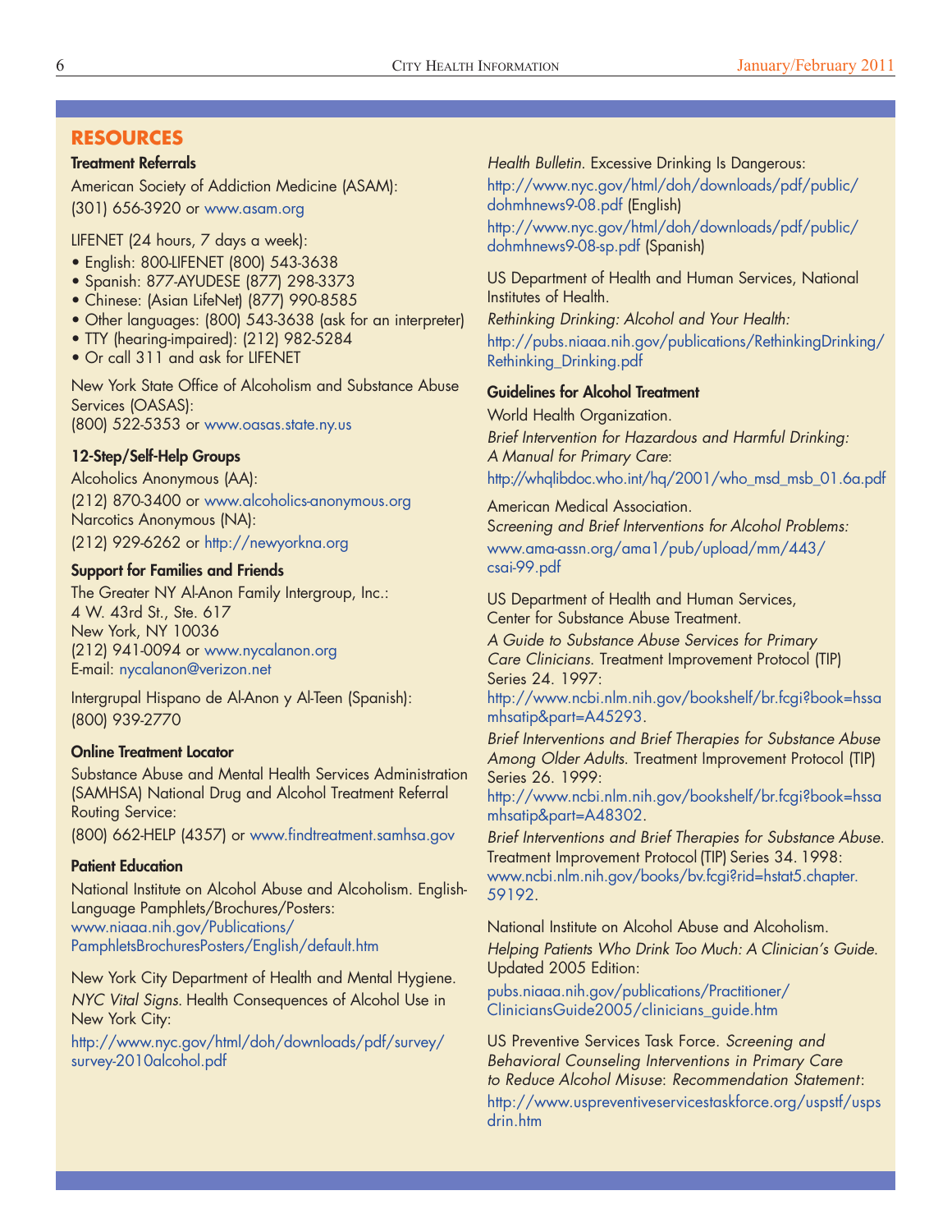## RESOURCES

### Treatment Referrals

American Society of Addiction Medicine (ASAM):
(301) 656-3920 or www.asam.org

LIFENET (24 hours, 7 days a week):

- English: 800-LIFENET (800) 543-3638
- Spanish: 877-AYUDESE (877) 298-3373
- Chinese: (Asian LifeNet) (877) 990-8585
- Other languages: (800) 543-3638 (ask for an interpreter)
- TTY (hearing-impaired): (212) 982-5284
- Or call 311 and ask for LIFENET

New York State Office of Alcoholism and Substance Abuse Services (OASAS):
(800) 522-5353 or www.oasas.state.ny.us

### 12-Step/Self-Help Groups

Alcoholics Anonymous (AA):
(212) 870-3400 or www.alcoholics-anonymous.org
Narcotics Anonymous (NA):
(212) 929-6262 or http://newyorkna.org

### Support for Families and Friends

The Greater NY Al-Anon Family Intergroup, Inc.:
4 W. 43rd St., Ste. 617
New York, NY 10036
(212) 941-0094 or www.nycalanon.org
E-mail: nycalanon@verizon.net

Intergrupal Hispano de Al-Anon y Al-Teen (Spanish):
(800) 939-2770

### Online Treatment Locator

Substance Abuse and Mental Health Services Administration (SAMHSA) National Drug and Alcohol Treatment Referral Routing Service:
(800) 662-HELP (4357) or www.findtreatment.samhsa.gov

### Patient Education

National Institute on Alcohol Abuse and Alcoholism. English-Language Pamphlets/Brochures/Posters:
www.niaaa.nih.gov/Publications/PamphletsBrochuresPosters/English/default.htm

New York City Department of Health and Mental Hygiene.
*NYC Vital Signs.* Health Consequences of Alcohol Use in New York City:
http://www.nyc.gov/html/doh/downloads/pdf/survey/survey-2010alcohol.pdf

*Health Bulletin.* Excessive Drinking Is Dangerous:
http://www.nyc.gov/html/doh/downloads/pdf/public/dohmhnews9-08.pdf (English)
http://www.nyc.gov/html/doh/downloads/pdf/public/dohmhnews9-08-sp.pdf (Spanish)

US Department of Health and Human Services, National Institutes of Health.
*Rethinking Drinking: Alcohol and Your Health:*
http://pubs.niaaa.nih.gov/publications/RethinkingDrinking/Rethinking_Drinking.pdf

### Guidelines for Alcohol Treatment

World Health Organization.
*Brief Intervention for Hazardous and Harmful Drinking: A Manual for Primary Care*:
http://whqlibdoc.who.int/hq/2001/who_msd_msb_01.6a.pdf

American Medical Association.
*Screening and Brief Interventions for Alcohol Problems:*
www.ama-assn.org/ama1/pub/upload/mm/443/csai-99.pdf

US Department of Health and Human Services, Center for Substance Abuse Treatment.
*A Guide to Substance Abuse Services for Primary Care Clinicians.* Treatment Improvement Protocol (TIP) Series 24. 1997:
http://www.ncbi.nlm.nih.gov/bookshelf/br.fcgi?book=hssamhsatip&part=A45293.
*Brief Interventions and Brief Therapies for Substance Abuse Among Older Adults.* Treatment Improvement Protocol (TIP) Series 26. 1999:
http://www.ncbi.nlm.nih.gov/bookshelf/br.fcgi?book=hssamhsatip&part=A48302.
*Brief Interventions and Brief Therapies for Substance Abuse.* Treatment Improvement Protocol (TIP) Series 34. 1998:
www.ncbi.nlm.nih.gov/books/bv.fcgi?rid=hstat5.chapter.59192.

National Institute on Alcohol Abuse and Alcoholism.
*Helping Patients Who Drink Too Much: A Clinician's Guide.* Updated 2005 Edition:
pubs.niaaa.nih.gov/publications/Practitioner/CliniciansGuide2005/clinicians_guide.htm

US Preventive Services Task Force. *Screening and Behavioral Counseling Interventions in Primary Care to Reduce Alcohol Misuse*: *Recommendation Statement*:
http://www.uspreventiveservicestaskforce.org/uspstf/uspsdrin.htm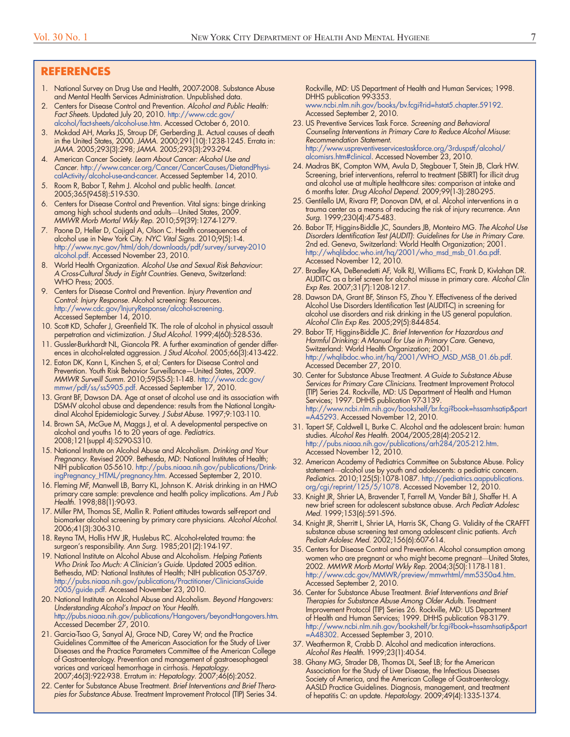## REFERENCES

1. National Survey on Drug Use and Health, 2007-2008. Substance Abuse and Mental Health Services Administration. Unpublished data.
2. Centers for Disease Control and Prevention. *Alcohol and Public Health: Fact Sheets*. Updated July 20, 2010. http://www.cdc.gov/alcohol/fact-sheets/alcohol-use.htm. Accessed October 6, 2010.
3. Mokdad AH, Marks JS, Stroup DF, Gerberding JL. Actual causes of death in the United States, 2000. *JAMA*. 2000;291(10):1238-1245. Errata in: *JAMA*. 2005;293(3):298; *JAMA*. 2005;293(3):293-294.
4. American Cancer Society. *Learn About Cancer: Alcohol Use and Cancer*. http://www.cancer.org/Cancer/CancerCauses/DietandPhysicalActivity/alcohol-use-and-cancer. Accessed September 14, 2010.
5. Room R, Babor T, Rehm J. Alcohol and public health. *Lancet*. 2005;365(9458):519-530.
6. Centers for Disease Control and Prevention. Vital signs: binge drinking among high school students and adults—United States, 2009. *MMWR Morb Mortal Wkly Rep*. 2010;59(39):1274-1279.
7. Paone D, Heller D, Cajigal A, Olson C. Health consequences of alcohol use in New York City. *NYC Vital Signs*. 2010;9(5):1-4. http://www.nyc.gov/html/doh/downloads/pdf/survey/survey-2010alcohol.pdf. Accessed November 23, 2010.
8. World Health Organization. *Alcohol Use and Sexual Risk Behaviour: A Cross-Cultural Study in Eight Countries*. Geneva, Switzerland: WHO Press; 2005.
9. Centers for Disease Control and Prevention. *Injury Prevention and Control: Injury Response*. Alcohol screening: Resources. http://www.cdc.gov/InjuryResponse/alcohol-screening. Accessed September 14, 2010.
10. Scott KD, Schafer J, Greenfield TK. The role of alcohol in physical assault perpetration and victimization. *J Stud Alcohol*. 1999;4(60):528-536.
11. Gussler-Burkhardt NL, Giancola PR. A further examination of gender differences in alcohol-related aggression. *J Stud Alcohol*. 2005;66(3):413-422.
12. Eaton DK, Kann L, Kinchen S, et al; Centers for Disease Control and Prevention. Youth Risk Behavior Surveillance—United States, 2009. *MMWR Surveill Summ*. 2010;59(SS-5):1-148. http://www.cdc.gov/mmwr/pdf/ss/ss5905.pdf. Accessed September 17, 2010.
13. Grant BF, Dawson DA. Age at onset of alcohol use and its association with DSM-IV alcohol abuse and dependence: results from the National Longitudinal Alcohol Epidemiologic Survey. *J Subst Abuse*. 1997;9:103-110.
14. Brown SA, McGue M, Maggs J, et al. A developmental perspective on alcohol and youths 16 to 20 years of age. *Pediatrics*. 2008;121(suppl 4):S290-S310.
15. National Institute on Alcohol Abuse and Alcoholism. *Drinking and Your Pregnancy*. Revised 2009. Bethesda, MD: National Institutes of Health; NIH publication 05-5610. http://pubs.niaaa.nih.gov/publications/DrinkingPregnancy_HTML/pregnancy.htm. Accessed September 2, 2010.
16. Fleming MF, Manwell LB, Barry KL, Johnson K. At-risk drinking in an HMO primary care sample: prevalence and health policy implications. *Am J Pub Health*. 1998;88(1):90-93.
17. Miller PM, Thomas SE, Mallin R. Patient attitudes towards self-report and biomarker alcohol screening by primary care physicians. *Alcohol Alcohol*. 2006;41(3):306-310.
18. Reyna TM, Hollis HW JR, Huslebus RC. Alcohol-related trauma: the surgeon's responsibility. *Ann Surg*. 1985;201(2):194-197.
19. National Institute on Alcohol Abuse and Alcoholism. *Helping Patients Who Drink Too Much: A Clinician's Guide*. Updated 2005 edition. Bethesda, MD: National Institutes of Health; NIH publication 05-3769. http://pubs.niaaa.nih.gov/publications/Practitioner/CliniciansGuide2005/guide.pdf. Accessed November 23, 2010.
20. National Institute on Alcohol Abuse and Alcoholism. *Beyond Hangovers: Understanding Alcohol's Impact on Your Health*. http://pubs.niaaa.nih.gov/publications/Hangovers/beyondHangovers.htm. Accessed December 27, 2010.
21. Garcia-Tsao G, Sanyal AJ, Grace ND, Carey W; and the Practice Guidelines Committee of the American Association for the Study of Liver Diseases and the Practice Parameters Committee of the American College of Gastroenterology. Prevention and management of gastroesophageal varices and variceal hemorrhage in cirrhosis. *Hepatology*. 2007;46(3):922-938. Erratum in: *Hepatology*. 2007;46(6):2052.
22. Center for Substance Abuse Treatment. *Brief Interventions and Brief Therapies for Substance Abuse*. Treatment Improvement Protocol (TIP) Series 34. Rockville, MD: US Department of Health and Human Services; 1998. DHHS publication 99-3353. www.ncbi.nlm.nih.gov/books/bv.fcgi?rid=hstat5.chapter.59192. Accessed September 2, 2010.
23. US Preventive Services Task Force. *Screening and Behavioral Counseling Interventions in Primary Care to Reduce Alcohol Misuse: Recommendation Statement*. http://www.uspreventiveservicestaskforce.org/3rduspstf/alcohol/alcomisrs.htm#clinical. Accessed November 23, 2010.
24. Madras BK, Compton WM, Avula D, Stegbauer T, Stein JB, Clark HW. Screening, brief interventions, referral to treatment (SBIRT) for illicit drug and alcohol use at multiple healthcare sites: comparison at intake and 6 months later. *Drug Alcohol Depend*. 2009;99(1-3):280-295.
25. Gentilello LM, Rivara FP, Donovan DM, et al. Alcohol interventions in a trauma center as a means of reducing the risk of injury recurrence. *Ann Surg*. 1999;230(4):475-483.
26. Babor TF, Higgins-Biddle JC, Saunders JB, Monteiro MG. *The Alcohol Use Disorders Identification Test (AUDIT): Guidelines for Use in Primary Care*. 2nd ed. Geneva, Switzerland: World Health Organization; 2001. http://whqlibdoc.who.int/hq/2001/who_msd_msb_01.6a.pdf. Accessed November 12, 2010.
27. Bradley KA, DeBenedetti AF, Volk RJ, Williams EC, Frank D, Kivlahan DR. AUDIT-C as a brief screen for alcohol misuse in primary care. *Alcohol Clin Exp Res*. 2007;31(7):1208-1217.
28. Dawson DA, Grant BF, Stinson FS, Zhou Y. Effectiveness of the derived Alcohol Use Disorders Identification Test (AUDIT-C) in screening for alcohol use disorders and risk drinking in the US general population. *Alcohol Clin Exp Res*. 2005;29(5):844-854.
29. Babor TF, Higgins-Biddle JC. *Brief Intervention for Hazardous and Harmful Drinking: A Manual for Use in Primary Care*. Geneva, Switzerland: World Health Organization; 2001. http://whqlibdoc.who.int/hq/2001/WHO_MSD_MSB_01.6b.pdf. Accessed December 27, 2010.
30. Center for Substance Abuse Treatment. *A Guide to Substance Abuse Services for Primary Care Clinicians*. Treatment Improvement Protocol (TIP) Series 24. Rockville, MD: US Department of Health and Human Services; 1997. DHHS publication 97-3139. http://www.ncbi.nlm.nih.gov/bookshelf/br.fcgi?book=hssamhsatip&part=A45293. Accessed November 12, 2010.
31. Tapert SF, Caldwell L, Burke C. Alcohol and the adolescent brain: human studies. *Alcohol Res Health*. 2004/2005;28(4):205-212. http://pubs.niaaa.nih.gov/publications/arh284/205-212.htm. Accessed November 12, 2010.
32. American Academy of Pediatrics Committee on Substance Abuse. Policy statement—alcohol use by youth and adolescents: a pediatric concern. *Pediatrics*. 2010;125(5):1078-1087. http://pediatrics.aappublications.org/cgi/reprint/125/5/1078. Accessed November 12, 2010.
33. Knight JR, Shrier LA, Bravender T, Farrell M, Vander Bilt J, Shaffer H. A new brief screen for adolescent substance abuse. *Arch Pediatr Adolesc Med*. 1999;153(6):591-596.
34. Knight JR, Sherritt L, Shrier LA, Harris SK, Chang G. Validity of the CRAFFT substance abuse screening test among adolescent clinic patients. *Arch Pediatr Adolesc Med*. 2002;156(6):607-614.
35. Centers for Disease Control and Prevention. Alcohol consumption among women who are pregnant or who might become pregnant—United States, 2002. *MMWR Morb Mortal Wkly Rep*. 2004;3(50):1178-1181. http://www.cdc.gov/MMWR/preview/mmwrhtml/mm5350a4.htm. Accessed September 2, 2010.
36. Center for Substance Abuse Treatment. *Brief Interventions and Brief Therapies for Substance Abuse Among Older Adults*. Treatment Improvement Protocol (TIP) Series 26. Rockville, MD: US Department of Health and Human Services; 1999. DHHS publication 98-3179. http://www.ncbi.nlm.nih.gov/bookshelf/br.fcgi?book=hssamhsatip&part=A48302. Accessed September 3, 2010.
37. Weathermon R, Crabb D. Alcohol and medication interactions. *Alcohol Res Health*. 1999;23(1):40-54.
38. Ghany MG, Strader DB, Thomas DL, Seef LB; for the American Association for the Study of Liver Disease, the Infectious Diseases Society of America, and the American College of Gastroenterology. AASLD Practice Guidelines. Diagnosis, management, and treatment of hepatitis C: an update. *Hepatology*. 2009;49(4):1335-1374.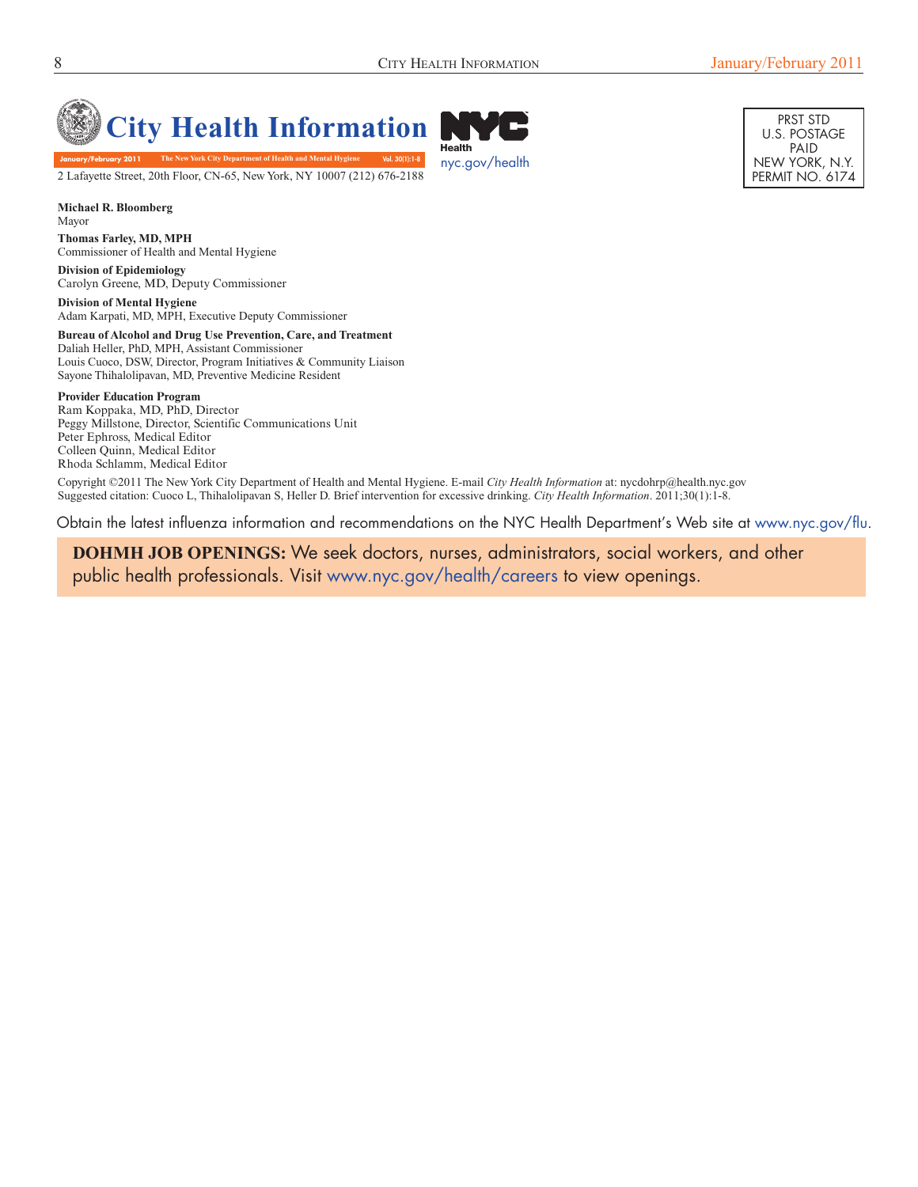# City Health Information

January/February 2011 The New York City Department of Health and Mental Hygiene Vol. 30(1):1-8

NYC Health
nyc.gov/health

2 Lafayette Street, 20th Floor, CN-65, New York, NY 10007 (212) 676-2188

PRST STD
U.S. POSTAGE
PAID
NEW YORK, N.Y.
PERMIT NO. 6174

**Michael R. Bloomberg**
Mayor

**Thomas Farley, MD, MPH**
Commissioner of Health and Mental Hygiene

**Division of Epidemiology**
Carolyn Greene, MD, Deputy Commissioner

**Division of Mental Hygiene**
Adam Karpati, MD, MPH, Executive Deputy Commissioner

**Bureau of Alcohol and Drug Use Prevention, Care, and Treatment**
Daliah Heller, PhD, MPH, Assistant Commissioner
Louis Cuoco, DSW, Director, Program Initiatives & Community Liaison
Sayone Thihalolipavan, MD, Preventive Medicine Resident

**Provider Education Program**
Ram Koppaka, MD, PhD, Director
Peggy Millstone, Director, Scientific Communications Unit
Peter Ephross, Medical Editor
Colleen Quinn, Medical Editor
Rhoda Schlamm, Medical Editor

Copyright ©2011 The New York City Department of Health and Mental Hygiene. E-mail *City Health Information* at: nycdohrp@health.nyc.gov
Suggested citation: Cuoco L, Thihalolipavan S, Heller D. Brief intervention for excessive drinking. *City Health Information*. 2011;30(1):1-8.

Obtain the latest influenza information and recommendations on the NYC Health Department's Web site at www.nyc.gov/flu.

**DOHMH JOB OPENINGS:** We seek doctors, nurses, administrators, social workers, and other public health professionals. Visit www.nyc.gov/health/careers to view openings.